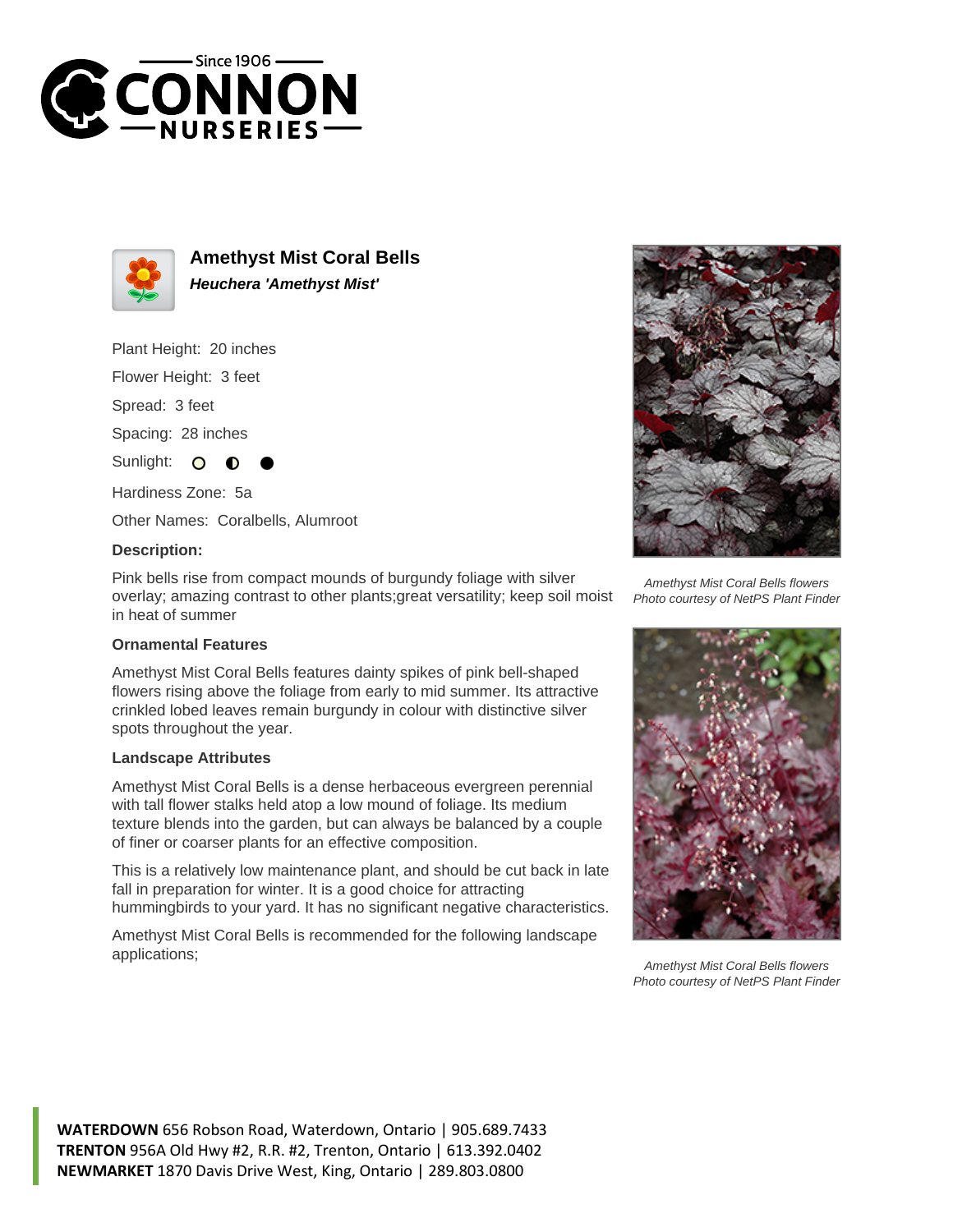# Amethyst Mist Coral Bells

***Heuchera 'Amethyst Mist'***

Plant Height: 20 inches

Flower Height: 3 feet

Spread: 3 feet

Spacing: 28 inches

Sunlight: ○ ◐ ●

Hardiness Zone: 5a

Other Names: Coralbells, Alumroot

**Description:**

Pink bells rise from compact mounds of burgundy foliage with silver overlay; amazing contrast to other plants;great versatility; keep soil moist in heat of summer

### Ornamental Features

Amethyst Mist Coral Bells features dainty spikes of pink bell-shaped flowers rising above the foliage from early to mid summer. Its attractive crinkled lobed leaves remain burgundy in colour with distinctive silver spots throughout the year.

### Landscape Attributes

Amethyst Mist Coral Bells is a dense herbaceous evergreen perennial with tall flower stalks held atop a low mound of foliage. Its medium texture blends into the garden, but can always be balanced by a couple of finer or coarser plants for an effective composition.

This is a relatively low maintenance plant, and should be cut back in late fall in preparation for winter. It is a good choice for attracting hummingbirds to your yard. It has no significant negative characteristics.

Amethyst Mist Coral Bells is recommended for the following landscape applications;

*Amethyst Mist Coral Bells flowers*
*Photo courtesy of NetPS Plant Finder*

*Amethyst Mist Coral Bells flowers*
*Photo courtesy of NetPS Plant Finder*

**WATERDOWN** 656 Robson Road, Waterdown, Ontario | 905.689.7433
**TRENTON** 956A Old Hwy #2, R.R. #2, Trenton, Ontario | 613.392.0402
**NEWMARKET** 1870 Davis Drive West, King, Ontario | 289.803.0800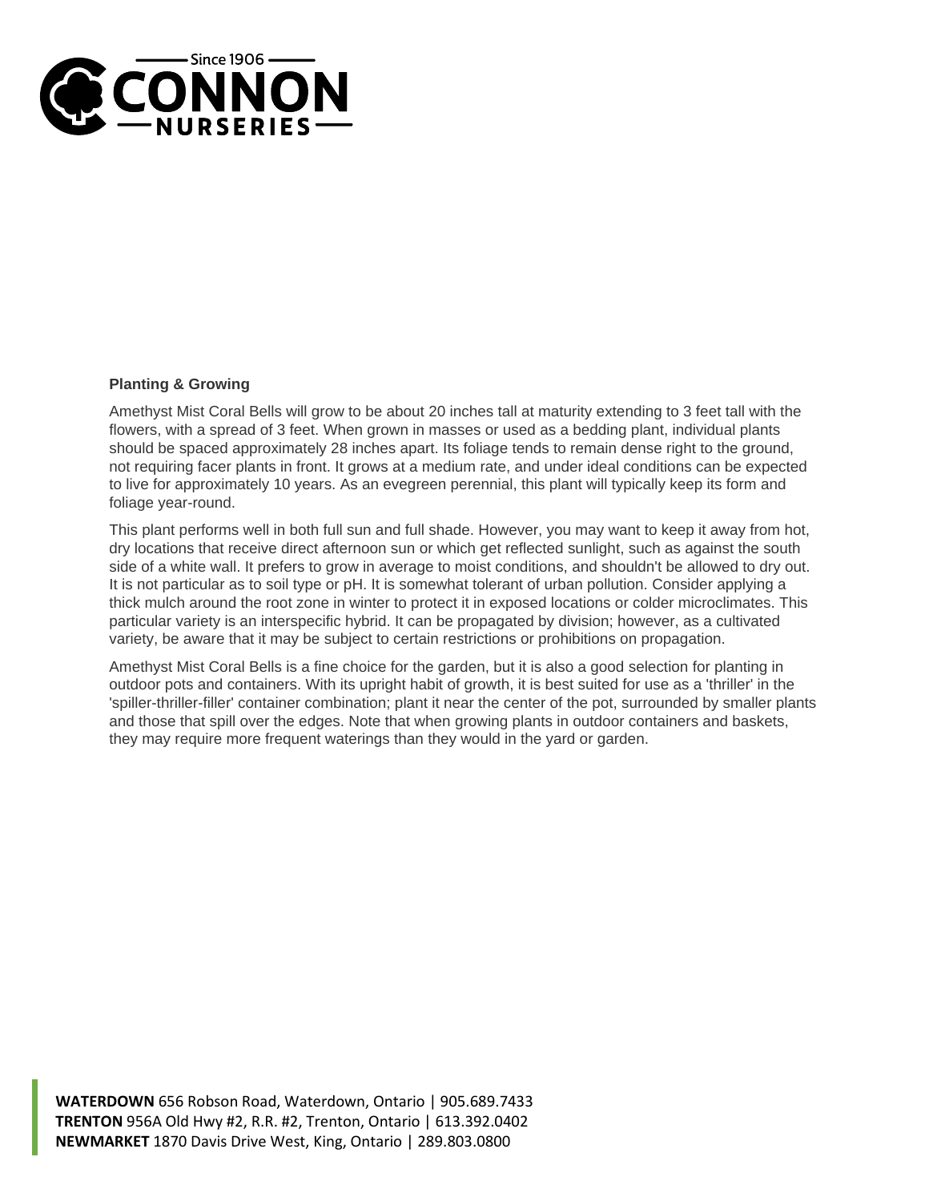### Planting & Growing

Amethyst Mist Coral Bells will grow to be about 20 inches tall at maturity extending to 3 feet tall with the flowers, with a spread of 3 feet. When grown in masses or used as a bedding plant, individual plants should be spaced approximately 28 inches apart. Its foliage tends to remain dense right to the ground, not requiring facer plants in front. It grows at a medium rate, and under ideal conditions can be expected to live for approximately 10 years. As an evegreen perennial, this plant will typically keep its form and foliage year-round.

This plant performs well in both full sun and full shade. However, you may want to keep it away from hot, dry locations that receive direct afternoon sun or which get reflected sunlight, such as against the south side of a white wall. It prefers to grow in average to moist conditions, and shouldn't be allowed to dry out. It is not particular as to soil type or pH. It is somewhat tolerant of urban pollution. Consider applying a thick mulch around the root zone in winter to protect it in exposed locations or colder microclimates. This particular variety is an interspecific hybrid. It can be propagated by division; however, as a cultivated variety, be aware that it may be subject to certain restrictions or prohibitions on propagation.

Amethyst Mist Coral Bells is a fine choice for the garden, but it is also a good selection for planting in outdoor pots and containers. With its upright habit of growth, it is best suited for use as a 'thriller' in the 'spiller-thriller-filler' container combination; plant it near the center of the pot, surrounded by smaller plants and those that spill over the edges. Note that when growing plants in outdoor containers and baskets, they may require more frequent waterings than they would in the yard or garden.